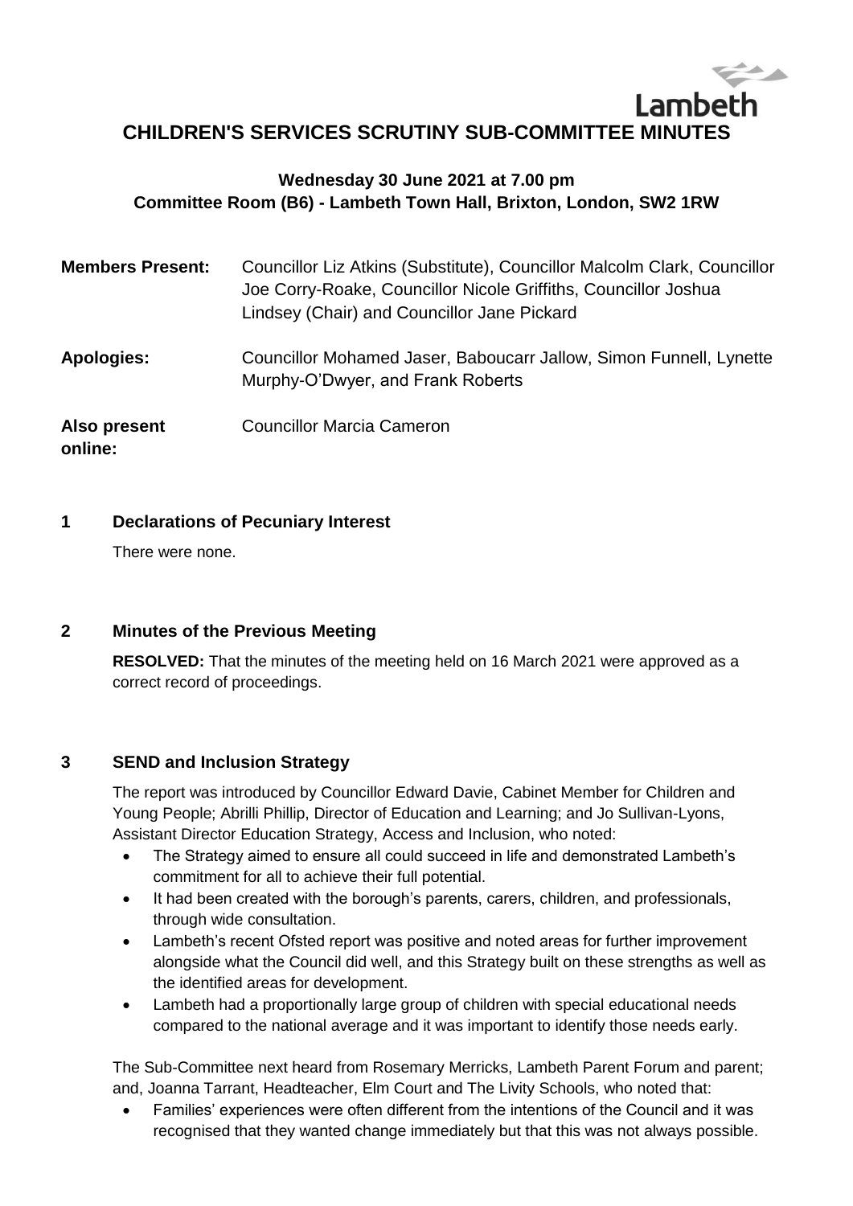# CHILDREN'S SERVICES SCRUTINY SUB-COMMITTEE MINUTES

**Wednesday 30 June 2021 at 7.00 pm**
**Committee Room (B6) - Lambeth Town Hall, Brixton, London, SW2 1RW**

| | |
|---|---|
| **Members Present:** | Councillor Liz Atkins (Substitute), Councillor Malcolm Clark, Councillor Joe Corry-Roake, Councillor Nicole Griffiths, Councillor Joshua Lindsey (Chair) and Councillor Jane Pickard |
| **Apologies:** | Councillor Mohamed Jaser, Baboucarr Jallow, Simon Funnell, Lynette Murphy-O'Dwyer, and Frank Roberts |
| **Also present online:** | Councillor Marcia Cameron |

## 1 Declarations of Pecuniary Interest

There were none.

## 2 Minutes of the Previous Meeting

**RESOLVED:** That the minutes of the meeting held on 16 March 2021 were approved as a correct record of proceedings.

## 3 SEND and Inclusion Strategy

The report was introduced by Councillor Edward Davie, Cabinet Member for Children and Young People; Abrilli Phillip, Director of Education and Learning; and Jo Sullivan-Lyons, Assistant Director Education Strategy, Access and Inclusion, who noted:

- The Strategy aimed to ensure all could succeed in life and demonstrated Lambeth's commitment for all to achieve their full potential.
- It had been created with the borough's parents, carers, children, and professionals, through wide consultation.
- Lambeth's recent Ofsted report was positive and noted areas for further improvement alongside what the Council did well, and this Strategy built on these strengths as well as the identified areas for development.
- Lambeth had a proportionally large group of children with special educational needs compared to the national average and it was important to identify those needs early.

The Sub-Committee next heard from Rosemary Merricks, Lambeth Parent Forum and parent; and, Joanna Tarrant, Headteacher, Elm Court and The Livity Schools, who noted that:

- Families' experiences were often different from the intentions of the Council and it was recognised that they wanted change immediately but that this was not always possible.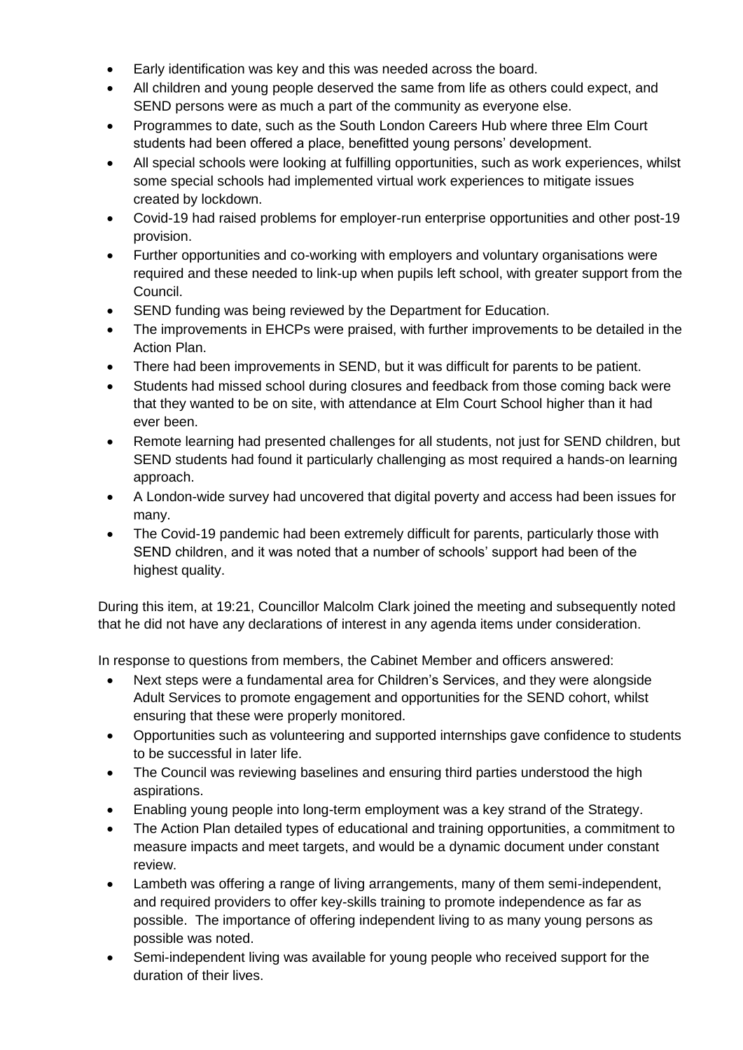- Early identification was key and this was needed across the board.
- All children and young people deserved the same from life as others could expect, and SEND persons were as much a part of the community as everyone else.
- Programmes to date, such as the South London Careers Hub where three Elm Court students had been offered a place, benefitted young persons' development.
- All special schools were looking at fulfilling opportunities, such as work experiences, whilst some special schools had implemented virtual work experiences to mitigate issues created by lockdown.
- Covid-19 had raised problems for employer-run enterprise opportunities and other post-19 provision.
- Further opportunities and co-working with employers and voluntary organisations were required and these needed to link-up when pupils left school, with greater support from the Council.
- SEND funding was being reviewed by the Department for Education.
- The improvements in EHCPs were praised, with further improvements to be detailed in the Action Plan.
- There had been improvements in SEND, but it was difficult for parents to be patient.
- Students had missed school during closures and feedback from those coming back were that they wanted to be on site, with attendance at Elm Court School higher than it had ever been.
- Remote learning had presented challenges for all students, not just for SEND children, but SEND students had found it particularly challenging as most required a hands-on learning approach.
- A London-wide survey had uncovered that digital poverty and access had been issues for many.
- The Covid-19 pandemic had been extremely difficult for parents, particularly those with SEND children, and it was noted that a number of schools' support had been of the highest quality.

During this item, at 19:21, Councillor Malcolm Clark joined the meeting and subsequently noted that he did not have any declarations of interest in any agenda items under consideration.

In response to questions from members, the Cabinet Member and officers answered:

- Next steps were a fundamental area for Children's Services, and they were alongside Adult Services to promote engagement and opportunities for the SEND cohort, whilst ensuring that these were properly monitored.
- Opportunities such as volunteering and supported internships gave confidence to students to be successful in later life.
- The Council was reviewing baselines and ensuring third parties understood the high aspirations.
- Enabling young people into long-term employment was a key strand of the Strategy.
- The Action Plan detailed types of educational and training opportunities, a commitment to measure impacts and meet targets, and would be a dynamic document under constant review.
- Lambeth was offering a range of living arrangements, many of them semi-independent, and required providers to offer key-skills training to promote independence as far as possible. The importance of offering independent living to as many young persons as possible was noted.
- Semi-independent living was available for young people who received support for the duration of their lives.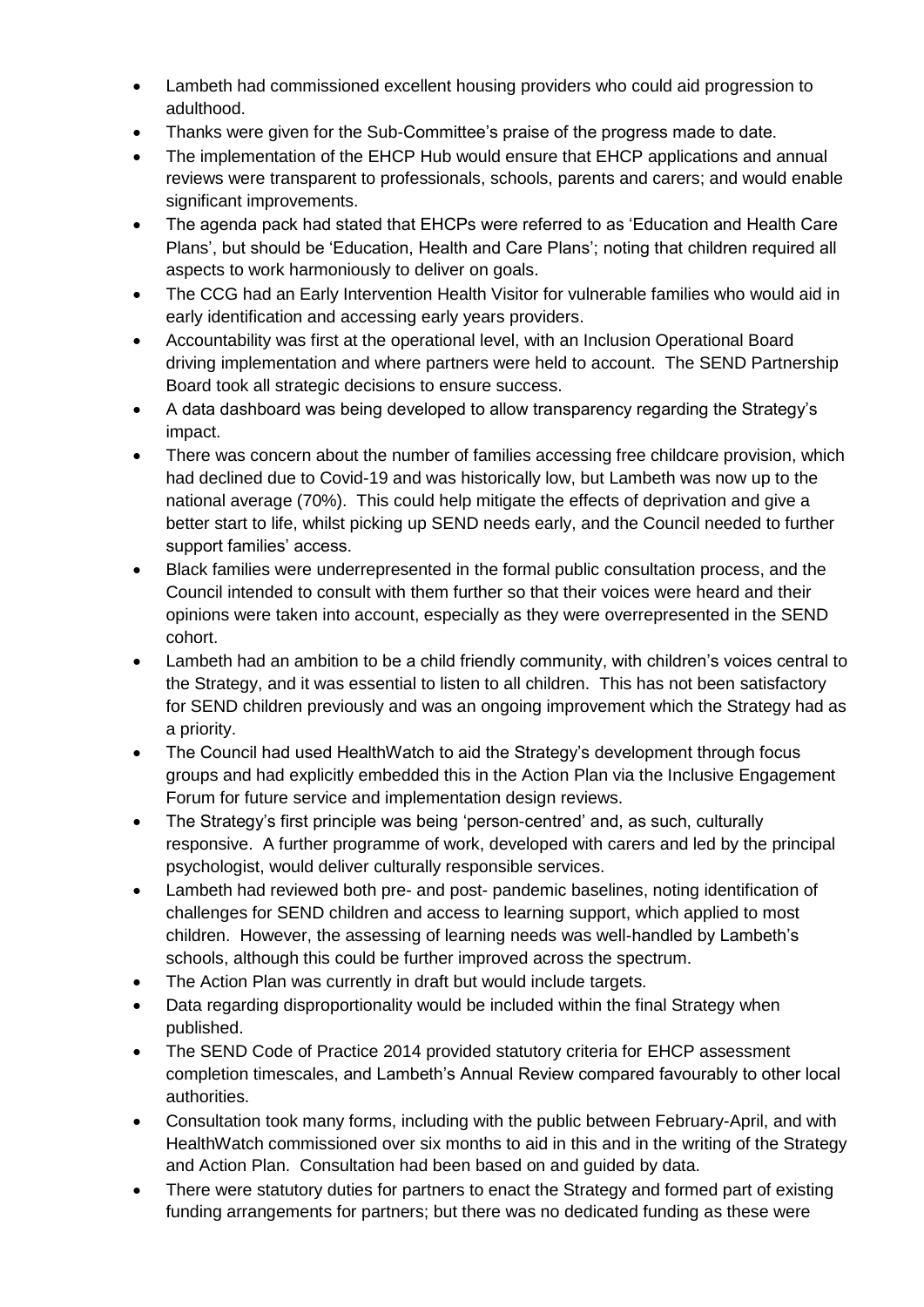- Lambeth had commissioned excellent housing providers who could aid progression to adulthood.
- Thanks were given for the Sub-Committee's praise of the progress made to date.
- The implementation of the EHCP Hub would ensure that EHCP applications and annual reviews were transparent to professionals, schools, parents and carers; and would enable significant improvements.
- The agenda pack had stated that EHCPs were referred to as 'Education and Health Care Plans', but should be 'Education, Health and Care Plans'; noting that children required all aspects to work harmoniously to deliver on goals.
- The CCG had an Early Intervention Health Visitor for vulnerable families who would aid in early identification and accessing early years providers.
- Accountability was first at the operational level, with an Inclusion Operational Board driving implementation and where partners were held to account. The SEND Partnership Board took all strategic decisions to ensure success.
- A data dashboard was being developed to allow transparency regarding the Strategy's impact.
- There was concern about the number of families accessing free childcare provision, which had declined due to Covid-19 and was historically low, but Lambeth was now up to the national average (70%). This could help mitigate the effects of deprivation and give a better start to life, whilst picking up SEND needs early, and the Council needed to further support families' access.
- Black families were underrepresented in the formal public consultation process, and the Council intended to consult with them further so that their voices were heard and their opinions were taken into account, especially as they were overrepresented in the SEND cohort.
- Lambeth had an ambition to be a child friendly community, with children's voices central to the Strategy, and it was essential to listen to all children. This has not been satisfactory for SEND children previously and was an ongoing improvement which the Strategy had as a priority.
- The Council had used HealthWatch to aid the Strategy's development through focus groups and had explicitly embedded this in the Action Plan via the Inclusive Engagement Forum for future service and implementation design reviews.
- The Strategy's first principle was being 'person-centred' and, as such, culturally responsive. A further programme of work, developed with carers and led by the principal psychologist, would deliver culturally responsible services.
- Lambeth had reviewed both pre- and post- pandemic baselines, noting identification of challenges for SEND children and access to learning support, which applied to most children. However, the assessing of learning needs was well-handled by Lambeth's schools, although this could be further improved across the spectrum.
- The Action Plan was currently in draft but would include targets.
- Data regarding disproportionality would be included within the final Strategy when published.
- The SEND Code of Practice 2014 provided statutory criteria for EHCP assessment completion timescales, and Lambeth's Annual Review compared favourably to other local authorities.
- Consultation took many forms, including with the public between February-April, and with HealthWatch commissioned over six months to aid in this and in the writing of the Strategy and Action Plan. Consultation had been based on and guided by data.
- There were statutory duties for partners to enact the Strategy and formed part of existing funding arrangements for partners; but there was no dedicated funding as these were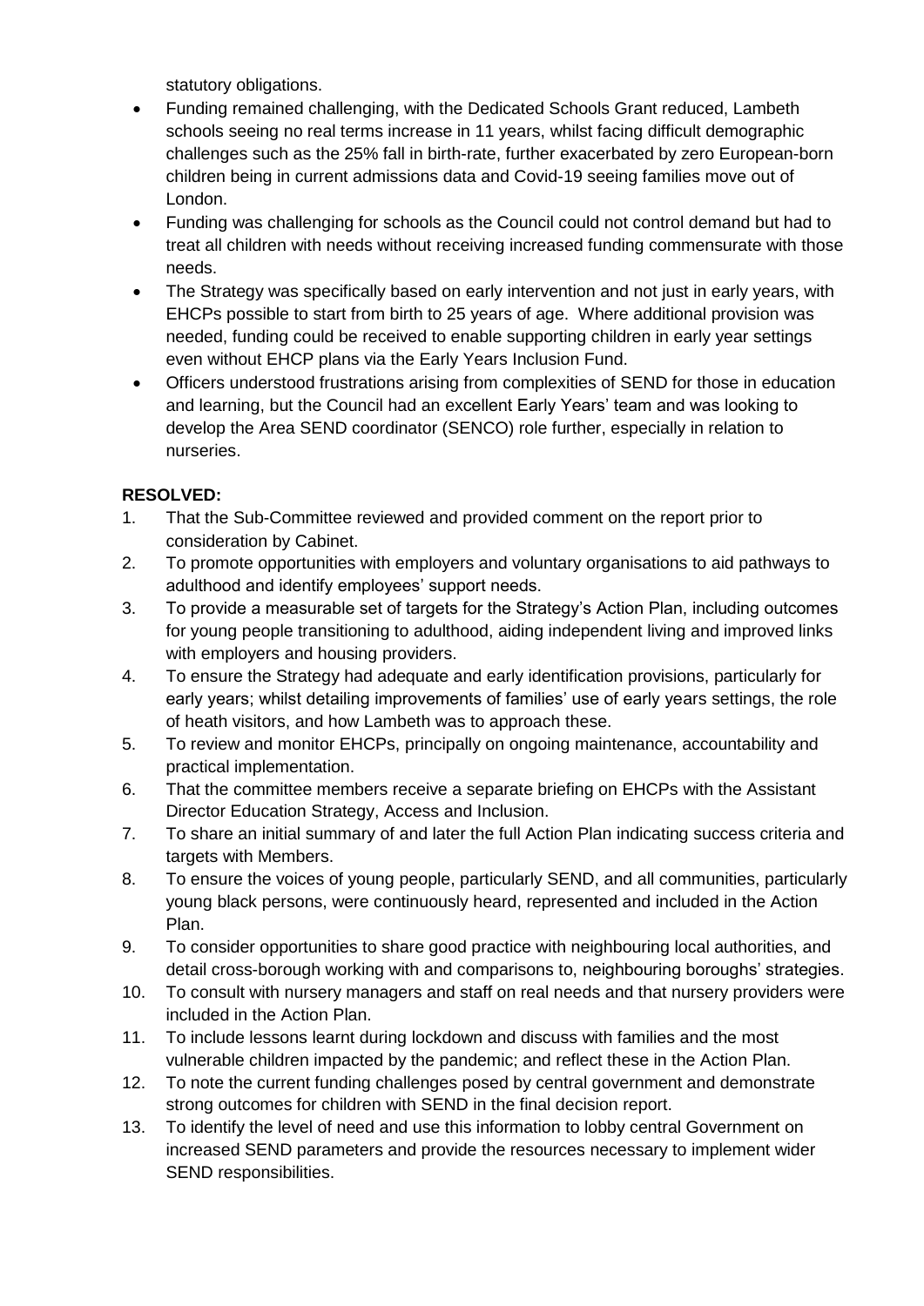statutory obligations.

- Funding remained challenging, with the Dedicated Schools Grant reduced, Lambeth schools seeing no real terms increase in 11 years, whilst facing difficult demographic challenges such as the 25% fall in birth-rate, further exacerbated by zero European-born children being in current admissions data and Covid-19 seeing families move out of London.
- Funding was challenging for schools as the Council could not control demand but had to treat all children with needs without receiving increased funding commensurate with those needs.
- The Strategy was specifically based on early intervention and not just in early years, with EHCPs possible to start from birth to 25 years of age. Where additional provision was needed, funding could be received to enable supporting children in early year settings even without EHCP plans via the Early Years Inclusion Fund.
- Officers understood frustrations arising from complexities of SEND for those in education and learning, but the Council had an excellent Early Years' team and was looking to develop the Area SEND coordinator (SENCO) role further, especially in relation to nurseries.

**RESOLVED:**

1. That the Sub-Committee reviewed and provided comment on the report prior to consideration by Cabinet.
2. To promote opportunities with employers and voluntary organisations to aid pathways to adulthood and identify employees' support needs.
3. To provide a measurable set of targets for the Strategy's Action Plan, including outcomes for young people transitioning to adulthood, aiding independent living and improved links with employers and housing providers.
4. To ensure the Strategy had adequate and early identification provisions, particularly for early years; whilst detailing improvements of families' use of early years settings, the role of heath visitors, and how Lambeth was to approach these.
5. To review and monitor EHCPs, principally on ongoing maintenance, accountability and practical implementation.
6. That the committee members receive a separate briefing on EHCPs with the Assistant Director Education Strategy, Access and Inclusion.
7. To share an initial summary of and later the full Action Plan indicating success criteria and targets with Members.
8. To ensure the voices of young people, particularly SEND, and all communities, particularly young black persons, were continuously heard, represented and included in the Action Plan.
9. To consider opportunities to share good practice with neighbouring local authorities, and detail cross-borough working with and comparisons to, neighbouring boroughs' strategies.
10. To consult with nursery managers and staff on real needs and that nursery providers were included in the Action Plan.
11. To include lessons learnt during lockdown and discuss with families and the most vulnerable children impacted by the pandemic; and reflect these in the Action Plan.
12. To note the current funding challenges posed by central government and demonstrate strong outcomes for children with SEND in the final decision report.
13. To identify the level of need and use this information to lobby central Government on increased SEND parameters and provide the resources necessary to implement wider SEND responsibilities.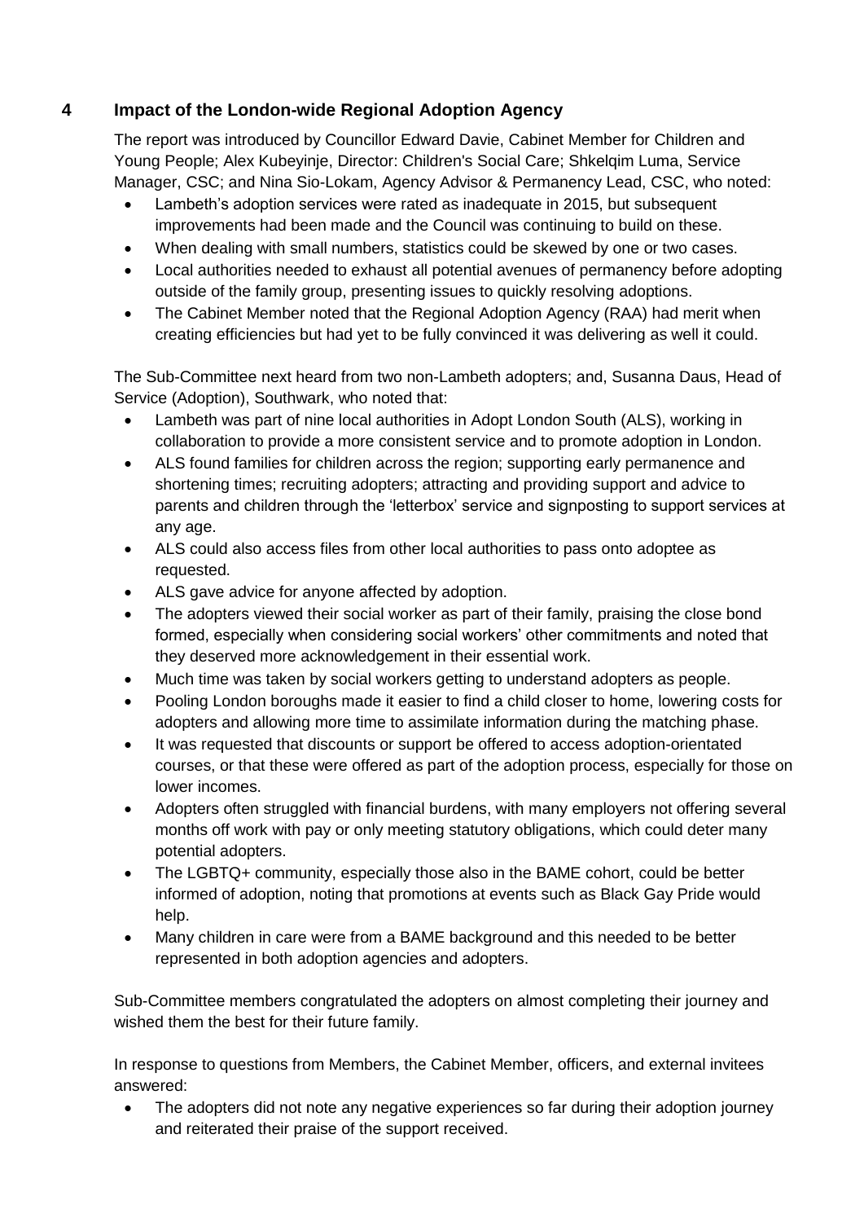## 4 Impact of the London-wide Regional Adoption Agency

The report was introduced by Councillor Edward Davie, Cabinet Member for Children and Young People; Alex Kubeyinje, Director: Children's Social Care; Shkelqim Luma, Service Manager, CSC; and Nina Sio-Lokam, Agency Advisor & Permanency Lead, CSC, who noted:

- Lambeth's adoption services were rated as inadequate in 2015, but subsequent improvements had been made and the Council was continuing to build on these.
- When dealing with small numbers, statistics could be skewed by one or two cases.
- Local authorities needed to exhaust all potential avenues of permanency before adopting outside of the family group, presenting issues to quickly resolving adoptions.
- The Cabinet Member noted that the Regional Adoption Agency (RAA) had merit when creating efficiencies but had yet to be fully convinced it was delivering as well it could.

The Sub-Committee next heard from two non-Lambeth adopters; and, Susanna Daus, Head of Service (Adoption), Southwark, who noted that:

- Lambeth was part of nine local authorities in Adopt London South (ALS), working in collaboration to provide a more consistent service and to promote adoption in London.
- ALS found families for children across the region; supporting early permanence and shortening times; recruiting adopters; attracting and providing support and advice to parents and children through the 'letterbox' service and signposting to support services at any age.
- ALS could also access files from other local authorities to pass onto adoptee as requested.
- ALS gave advice for anyone affected by adoption.
- The adopters viewed their social worker as part of their family, praising the close bond formed, especially when considering social workers' other commitments and noted that they deserved more acknowledgement in their essential work.
- Much time was taken by social workers getting to understand adopters as people.
- Pooling London boroughs made it easier to find a child closer to home, lowering costs for adopters and allowing more time to assimilate information during the matching phase.
- It was requested that discounts or support be offered to access adoption-orientated courses, or that these were offered as part of the adoption process, especially for those on lower incomes.
- Adopters often struggled with financial burdens, with many employers not offering several months off work with pay or only meeting statutory obligations, which could deter many potential adopters.
- The LGBTQ+ community, especially those also in the BAME cohort, could be better informed of adoption, noting that promotions at events such as Black Gay Pride would help.
- Many children in care were from a BAME background and this needed to be better represented in both adoption agencies and adopters.

Sub-Committee members congratulated the adopters on almost completing their journey and wished them the best for their future family.

In response to questions from Members, the Cabinet Member, officers, and external invitees answered:

- The adopters did not note any negative experiences so far during their adoption journey and reiterated their praise of the support received.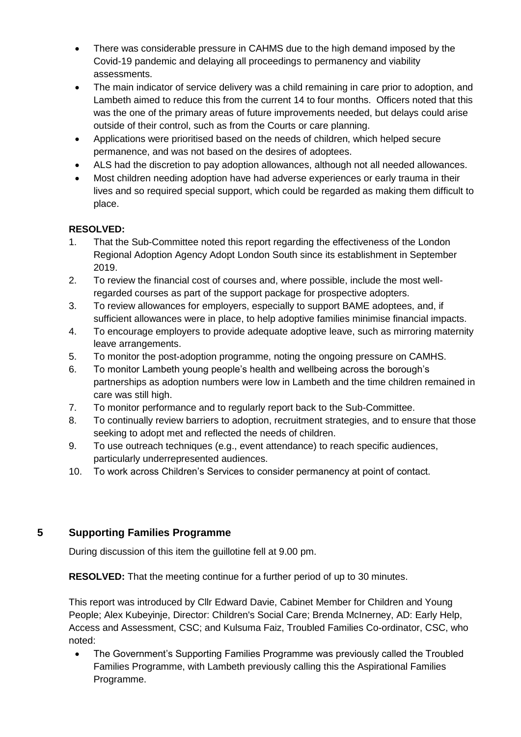- There was considerable pressure in CAHMS due to the high demand imposed by the Covid-19 pandemic and delaying all proceedings to permanency and viability assessments.
- The main indicator of service delivery was a child remaining in care prior to adoption, and Lambeth aimed to reduce this from the current 14 to four months. Officers noted that this was the one of the primary areas of future improvements needed, but delays could arise outside of their control, such as from the Courts or care planning.
- Applications were prioritised based on the needs of children, which helped secure permanence, and was not based on the desires of adoptees.
- ALS had the discretion to pay adoption allowances, although not all needed allowances.
- Most children needing adoption have had adverse experiences or early trauma in their lives and so required special support, which could be regarded as making them difficult to place.

**RESOLVED:**

1. That the Sub-Committee noted this report regarding the effectiveness of the London Regional Adoption Agency Adopt London South since its establishment in September 2019.
2. To review the financial cost of courses and, where possible, include the most well-regarded courses as part of the support package for prospective adopters.
3. To review allowances for employers, especially to support BAME adoptees, and, if sufficient allowances were in place, to help adoptive families minimise financial impacts.
4. To encourage employers to provide adequate adoptive leave, such as mirroring maternity leave arrangements.
5. To monitor the post-adoption programme, noting the ongoing pressure on CAMHS.
6. To monitor Lambeth young people's health and wellbeing across the borough's partnerships as adoption numbers were low in Lambeth and the time children remained in care was still high.
7. To monitor performance and to regularly report back to the Sub-Committee.
8. To continually review barriers to adoption, recruitment strategies, and to ensure that those seeking to adopt met and reflected the needs of children.
9. To use outreach techniques (e.g., event attendance) to reach specific audiences, particularly underrepresented audiences.
10. To work across Children's Services to consider permanency at point of contact.

## 5 Supporting Families Programme

During discussion of this item the guillotine fell at 9.00 pm.

**RESOLVED:** That the meeting continue for a further period of up to 30 minutes.

This report was introduced by Cllr Edward Davie, Cabinet Member for Children and Young People; Alex Kubeyinje, Director: Children's Social Care; Brenda McInerney, AD: Early Help, Access and Assessment, CSC; and Kulsuma Faiz, Troubled Families Co-ordinator, CSC, who noted:

- The Government's Supporting Families Programme was previously called the Troubled Families Programme, with Lambeth previously calling this the Aspirational Families Programme.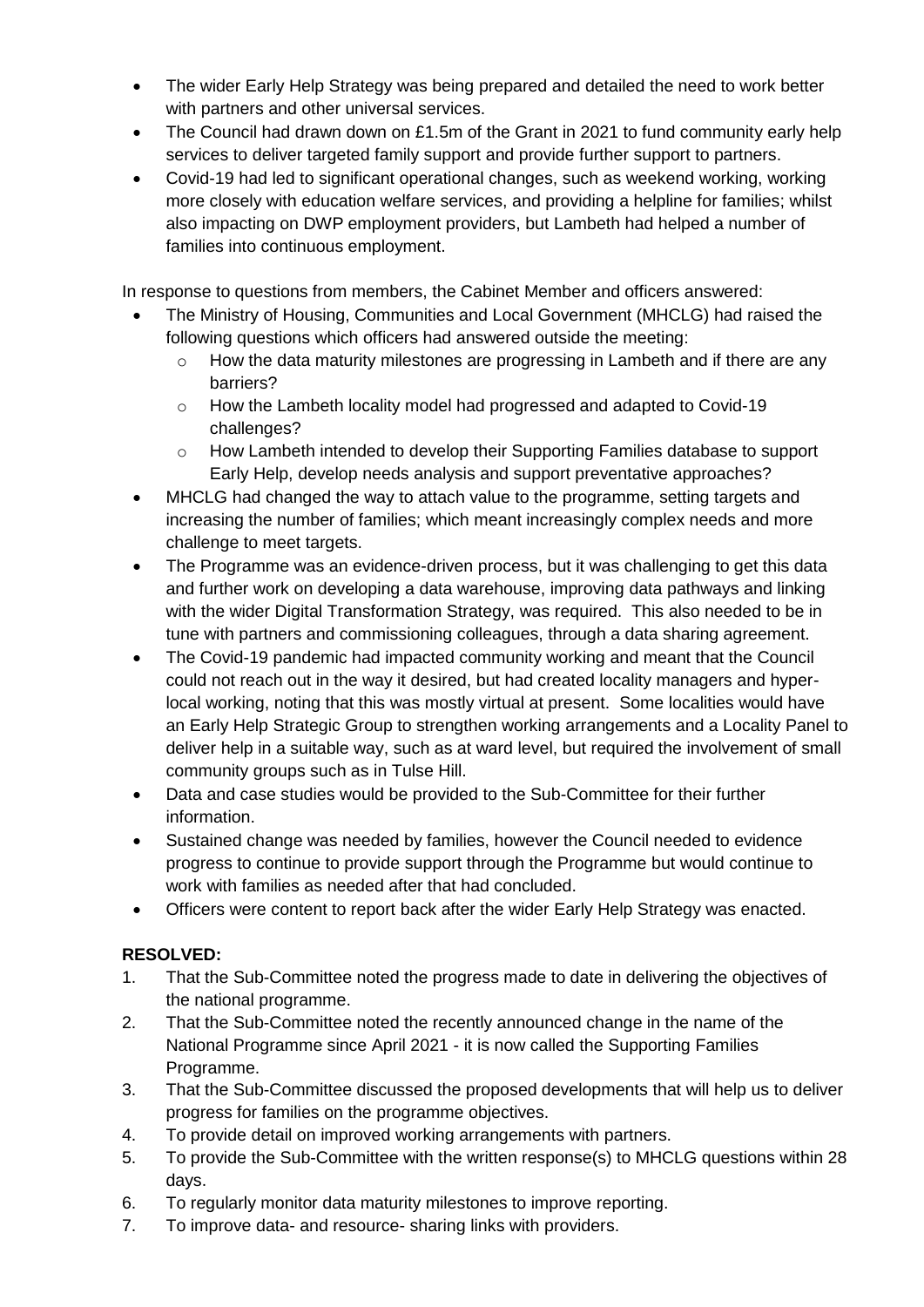- The wider Early Help Strategy was being prepared and detailed the need to work better with partners and other universal services.
- The Council had drawn down on £1.5m of the Grant in 2021 to fund community early help services to deliver targeted family support and provide further support to partners.
- Covid-19 had led to significant operational changes, such as weekend working, working more closely with education welfare services, and providing a helpline for families; whilst also impacting on DWP employment providers, but Lambeth had helped a number of families into continuous employment.

In response to questions from members, the Cabinet Member and officers answered:

- The Ministry of Housing, Communities and Local Government (MHCLG) had raised the following questions which officers had answered outside the meeting:
  - How the data maturity milestones are progressing in Lambeth and if there are any barriers?
  - How the Lambeth locality model had progressed and adapted to Covid-19 challenges?
  - How Lambeth intended to develop their Supporting Families database to support Early Help, develop needs analysis and support preventative approaches?
- MHCLG had changed the way to attach value to the programme, setting targets and increasing the number of families; which meant increasingly complex needs and more challenge to meet targets.
- The Programme was an evidence-driven process, but it was challenging to get this data and further work on developing a data warehouse, improving data pathways and linking with the wider Digital Transformation Strategy, was required. This also needed to be in tune with partners and commissioning colleagues, through a data sharing agreement.
- The Covid-19 pandemic had impacted community working and meant that the Council could not reach out in the way it desired, but had created locality managers and hyper-local working, noting that this was mostly virtual at present. Some localities would have an Early Help Strategic Group to strengthen working arrangements and a Locality Panel to deliver help in a suitable way, such as at ward level, but required the involvement of small community groups such as in Tulse Hill.
- Data and case studies would be provided to the Sub-Committee for their further information.
- Sustained change was needed by families, however the Council needed to evidence progress to continue to provide support through the Programme but would continue to work with families as needed after that had concluded.
- Officers were content to report back after the wider Early Help Strategy was enacted.

**RESOLVED:**

1. That the Sub-Committee noted the progress made to date in delivering the objectives of the national programme.
2. That the Sub-Committee noted the recently announced change in the name of the National Programme since April 2021 - it is now called the Supporting Families Programme.
3. That the Sub-Committee discussed the proposed developments that will help us to deliver progress for families on the programme objectives.
4. To provide detail on improved working arrangements with partners.
5. To provide the Sub-Committee with the written response(s) to MHCLG questions within 28 days.
6. To regularly monitor data maturity milestones to improve reporting.
7. To improve data- and resource- sharing links with providers.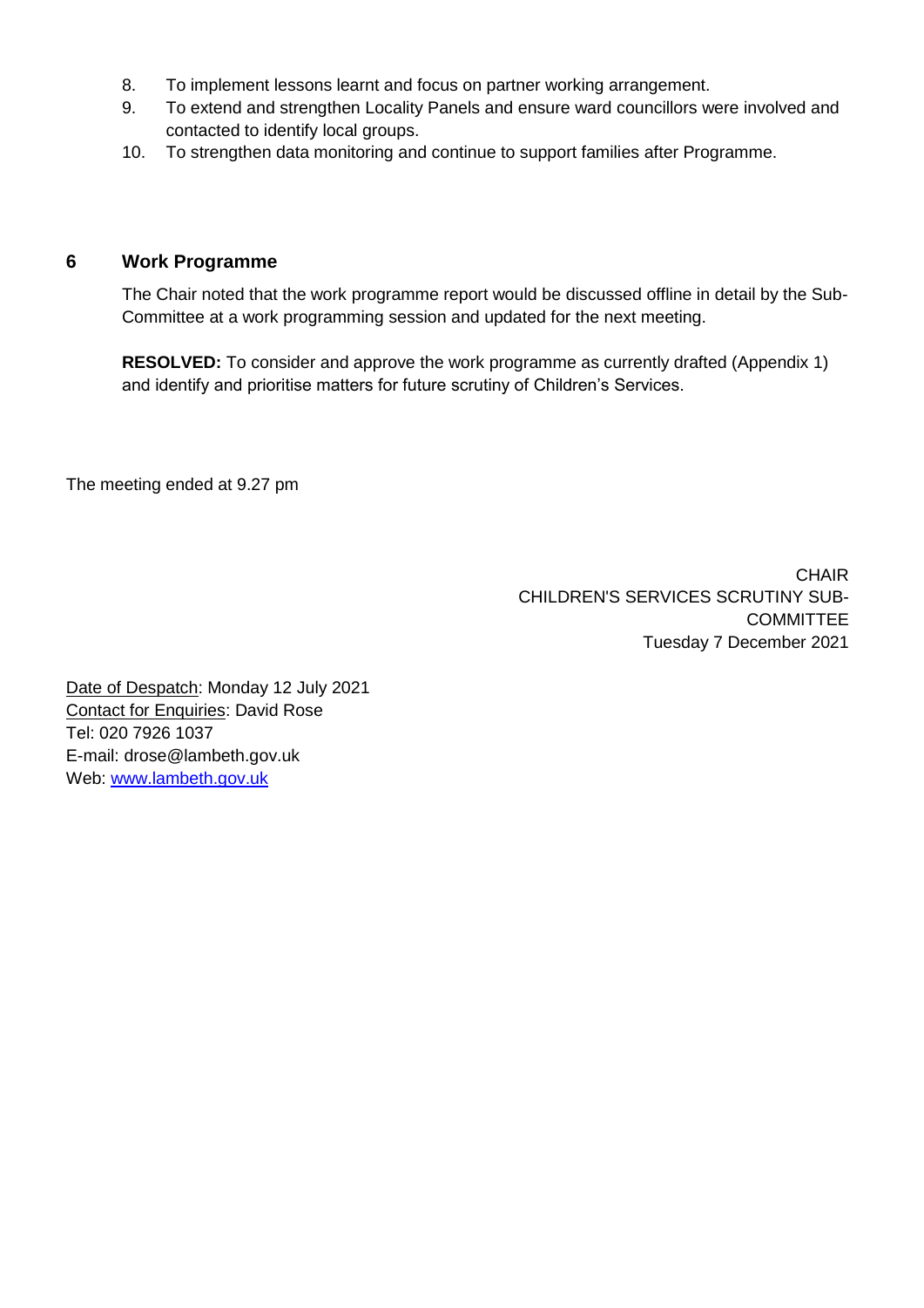8. To implement lessons learnt and focus on partner working arrangement.
9. To extend and strengthen Locality Panels and ensure ward councillors were involved and contacted to identify local groups.
10. To strengthen data monitoring and continue to support families after Programme.

## 6 Work Programme

The Chair noted that the work programme report would be discussed offline in detail by the Sub-Committee at a work programming session and updated for the next meeting.

**RESOLVED:** To consider and approve the work programme as currently drafted (Appendix 1) and identify and prioritise matters for future scrutiny of Children's Services.

The meeting ended at 9.27 pm

CHAIR
CHILDREN'S SERVICES SCRUTINY SUB-COMMITTEE
Tuesday 7 December 2021

Date of Despatch: Monday 12 July 2021
Contact for Enquiries: David Rose
Tel: 020 7926 1037
E-mail: drose@lambeth.gov.uk
Web: [www.lambeth.gov.uk](http://www.lambeth.gov.uk)